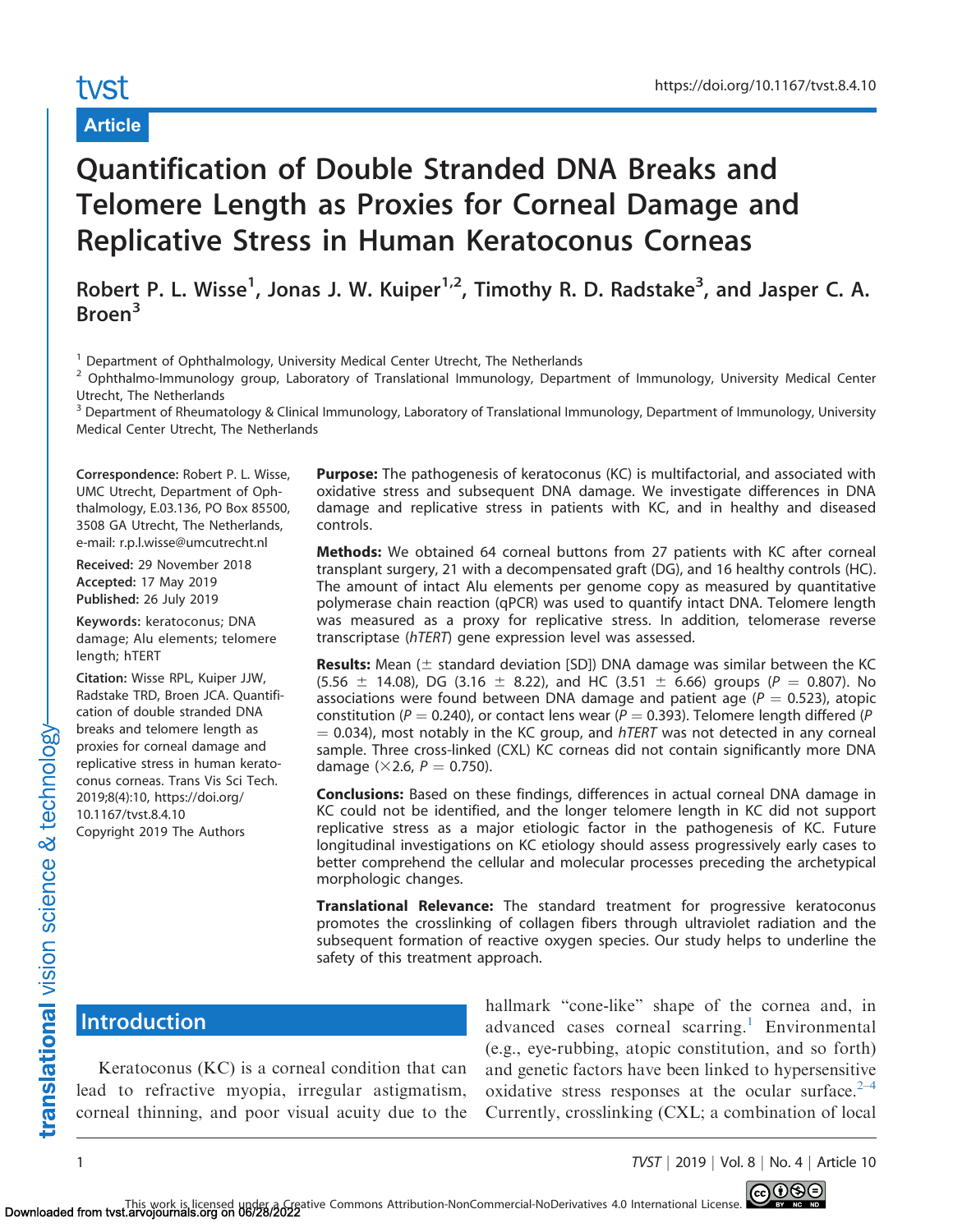# Quantification of Double Stranded DNA Breaks and Telomere Length as Proxies for Corneal Damage and Replicative Stress in Human Keratoconus Corneas

Robert P. L. Wisse[1], Jonas J. W. Kuiper[1,2], Timothy R. D. Radstake[3], and Jasper C. A. Broen[3]

[1] Department of Ophthalmology, University Medical Center Utrecht, The Netherlands
[2] Ophthalmo-Immunology group, Laboratory of Translational Immunology, Department of Immunology, University Medical Center Utrecht, The Netherlands
[3] Department of Rheumatology & Clinical Immunology, Laboratory of Translational Immunology, Department of Immunology, University Medical Center Utrecht, The Netherlands

**Correspondence:** Robert P. L. Wisse, UMC Utrecht, Department of Ophthalmology, E.03.136, PO Box 85500, 3508 GA Utrecht, The Netherlands, e-mail: r.p.l.wisse@umcutrecht.nl

**Received:** 29 November 2018
**Accepted:** 17 May 2019
**Published:** 26 July 2019

**Keywords:** keratoconus; DNA damage; Alu elements; telomere length; hTERT

**Citation:** Wisse RPL, Kuiper JJW, Radstake TRD, Broen JCA. Quantification of double stranded DNA breaks and telomere length as proxies for corneal damage and replicative stress in human keratoconus corneas. Trans Vis Sci Tech. 2019;8(4):10, https://doi.org/10.1167/tvst.8.4.10
Copyright 2019 The Authors

**Purpose:** The pathogenesis of keratoconus (KC) is multifactorial, and associated with oxidative stress and subsequent DNA damage. We investigate differences in DNA damage and replicative stress in patients with KC, and in healthy and diseased controls.

**Methods:** We obtained 64 corneal buttons from 27 patients with KC after corneal transplant surgery, 21 with a decompensated graft (DG), and 16 healthy controls (HC). The amount of intact Alu elements per genome copy as measured by quantitative polymerase chain reaction (qPCR) was used to quantify intact DNA. Telomere length was measured as a proxy for replicative stress. In addition, telomerase reverse transcriptase (*hTERT*) gene expression level was assessed.

**Results:** Mean ($\pm$ standard deviation [SD]) DNA damage was similar between the KC (5.56 $\pm$ 14.08), DG (3.16 $\pm$ 8.22), and HC (3.51 $\pm$ 6.66) groups ($P = 0.807$). No associations were found between DNA damage and patient age ($P = 0.523$), atopic constitution ($P = 0.240$), or contact lens wear ($P = 0.393$). Telomere length differed ($P = 0.034$), most notably in the KC group, and *hTERT* was not detected in any corneal sample. Three cross-linked (CXL) KC corneas did not contain significantly more DNA damage ($\times$2.6, $P = 0.750$).

**Conclusions:** Based on these findings, differences in actual corneal DNA damage in KC could not be identified, and the longer telomere length in KC did not support replicative stress as a major etiologic factor in the pathogenesis of KC. Future longitudinal investigations on KC etiology should assess progressively early cases to better comprehend the cellular and molecular processes preceding the archetypical morphologic changes.

**Translational Relevance:** The standard treatment for progressive keratoconus promotes the crosslinking of collagen fibers through ultraviolet radiation and the subsequent formation of reactive oxygen species. Our study helps to underline the safety of this treatment approach.

## Introduction

Keratoconus (KC) is a corneal condition that can lead to refractive myopia, irregular astigmatism, corneal thinning, and poor visual acuity due to the hallmark "cone-like" shape of the cornea and, in advanced cases corneal scarring.[1] Environmental (e.g., eye-rubbing, atopic constitution, and so forth) and genetic factors have been linked to hypersensitive oxidative stress responses at the ocular surface.[2–4] Currently, crosslinking (CXL; a combination of local

This work is licensed under a Creative Commons Attribution-NonCommercial-NoDerivatives 4.0 International License.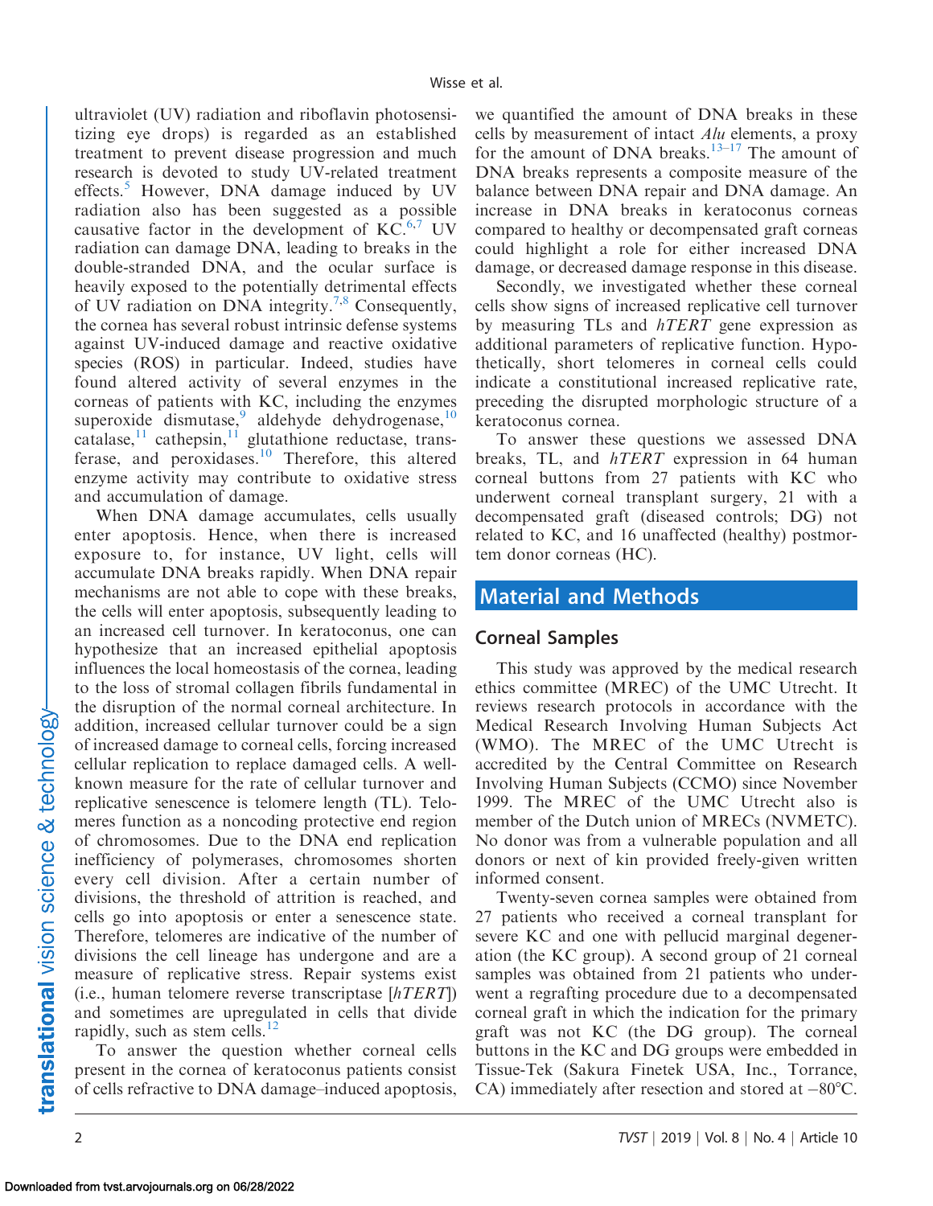ultraviolet (UV) radiation and riboflavin photosensitizing eye drops) is regarded as an established treatment to prevent disease progression and much research is devoted to study UV-related treatment effects.[5] However, DNA damage induced by UV radiation also has been suggested as a possible causative factor in the development of KC.[6,7] UV radiation can damage DNA, leading to breaks in the double-stranded DNA, and the ocular surface is heavily exposed to the potentially detrimental effects of UV radiation on DNA integrity.[7,8] Consequently, the cornea has several robust intrinsic defense systems against UV-induced damage and reactive oxidative species (ROS) in particular. Indeed, studies have found altered activity of several enzymes in the corneas of patients with KC, including the enzymes superoxide dismutase,[9] aldehyde dehydrogenase,[10] catalase,[11] cathepsin,[11] glutathione reductase, transferase, and peroxidases.[10] Therefore, this altered enzyme activity may contribute to oxidative stress and accumulation of damage.

When DNA damage accumulates, cells usually enter apoptosis. Hence, when there is increased exposure to, for instance, UV light, cells will accumulate DNA breaks rapidly. When DNA repair mechanisms are not able to cope with these breaks, the cells will enter apoptosis, subsequently leading to an increased cell turnover. In keratoconus, one can hypothesize that an increased epithelial apoptosis influences the local homeostasis of the cornea, leading to the loss of stromal collagen fibrils fundamental in the disruption of the normal corneal architecture. In addition, increased cellular turnover could be a sign of increased damage to corneal cells, forcing increased cellular replication to replace damaged cells. A well-known measure for the rate of cellular turnover and replicative senescence is telomere length (TL). Telomeres function as a noncoding protective end region of chromosomes. Due to the DNA end replication inefficiency of polymerases, chromosomes shorten every cell division. After a certain number of divisions, the threshold of attrition is reached, and cells go into apoptosis or enter a senescence state. Therefore, telomeres are indicative of the number of divisions the cell lineage has undergone and are a measure of replicative stress. Repair systems exist (i.e., human telomere reverse transcriptase [*hTERT*]) and sometimes are upregulated in cells that divide rapidly, such as stem cells.[12]

To answer the question whether corneal cells present in the cornea of keratoconus patients consist of cells refractive to DNA damage–induced apoptosis, we quantified the amount of DNA breaks in these cells by measurement of intact *Alu* elements, a proxy for the amount of DNA breaks.[13–17] The amount of DNA breaks represents a composite measure of the balance between DNA repair and DNA damage. An increase in DNA breaks in keratoconus corneas compared to healthy or decompensated graft corneas could highlight a role for either increased DNA damage, or decreased damage response in this disease.

Secondly, we investigated whether these corneal cells show signs of increased replicative cell turnover by measuring TLs and *hTERT* gene expression as additional parameters of replicative function. Hypothetically, short telomeres in corneal cells could indicate a constitutional increased replicative rate, preceding the disrupted morphologic structure of a keratoconus cornea.

To answer these questions we assessed DNA breaks, TL, and *hTERT* expression in 64 human corneal buttons from 27 patients with KC who underwent corneal transplant surgery, 21 with a decompensated graft (diseased controls; DG) not related to KC, and 16 unaffected (healthy) postmortem donor corneas (HC).

## Material and Methods

### Corneal Samples

This study was approved by the medical research ethics committee (MREC) of the UMC Utrecht. It reviews research protocols in accordance with the Medical Research Involving Human Subjects Act (WMO). The MREC of the UMC Utrecht is accredited by the Central Committee on Research Involving Human Subjects (CCMO) since November 1999. The MREC of the UMC Utrecht also is member of the Dutch union of MRECs (NVMETC). No donor was from a vulnerable population and all donors or next of kin provided freely-given written informed consent.

Twenty-seven cornea samples were obtained from 27 patients who received a corneal transplant for severe KC and one with pellucid marginal degeneration (the KC group). A second group of 21 corneal samples was obtained from 21 patients who underwent a regrafting procedure due to a decompensated corneal graft in which the indication for the primary graft was not KC (the DG group). The corneal buttons in the KC and DG groups were embedded in Tissue-Tek (Sakura Finetek USA, Inc., Torrance, CA) immediately after resection and stored at −80°C.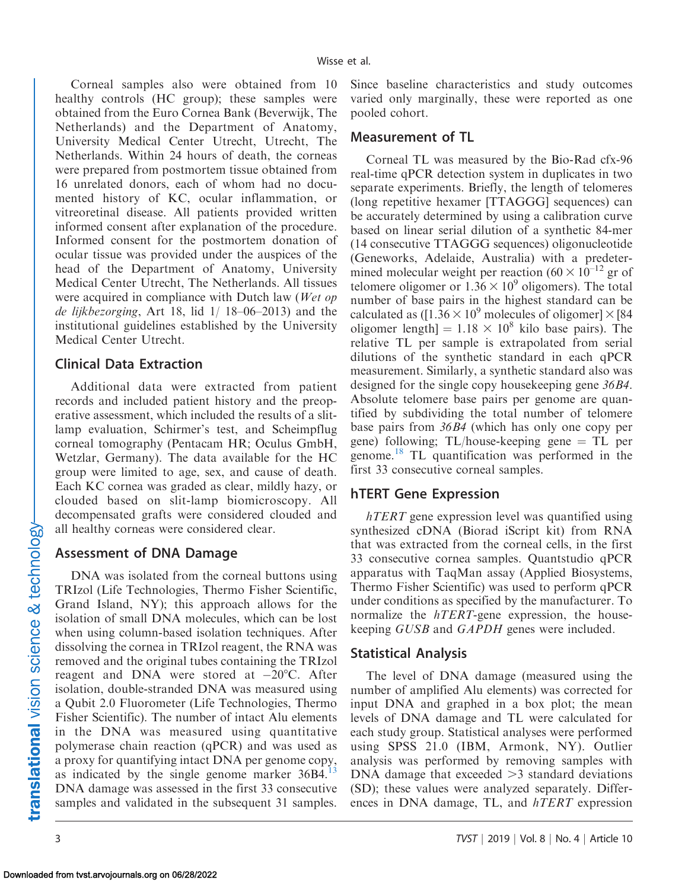Corneal samples also were obtained from 10 healthy controls (HC group); these samples were obtained from the Euro Cornea Bank (Beverwijk, The Netherlands) and the Department of Anatomy, University Medical Center Utrecht, Utrecht, The Netherlands. Within 24 hours of death, the corneas were prepared from postmortem tissue obtained from 16 unrelated donors, each of whom had no documented history of KC, ocular inflammation, or vitreoretinal disease. All patients provided written informed consent after explanation of the procedure. Informed consent for the postmortem donation of ocular tissue was provided under the auspices of the head of the Department of Anatomy, University Medical Center Utrecht, The Netherlands. All tissues were acquired in compliance with Dutch law (*Wet op de lijkbezorging*, Art 18, lid 1/ 18–06–2013) and the institutional guidelines established by the University Medical Center Utrecht.

## Clinical Data Extraction

Additional data were extracted from patient records and included patient history and the preoperative assessment, which included the results of a slit-lamp evaluation, Schirmer's test, and Scheimpflug corneal tomography (Pentacam HR; Oculus GmbH, Wetzlar, Germany). The data available for the HC group were limited to age, sex, and cause of death. Each KC cornea was graded as clear, mildly hazy, or clouded based on slit-lamp biomicroscopy. All decompensated grafts were considered clouded and all healthy corneas were considered clear.

## Assessment of DNA Damage

DNA was isolated from the corneal buttons using TRIzol (Life Technologies, Thermo Fisher Scientific, Grand Island, NY); this approach allows for the isolation of small DNA molecules, which can be lost when using column-based isolation techniques. After dissolving the cornea in TRIzol reagent, the RNA was removed and the original tubes containing the TRIzol reagent and DNA were stored at −20°C. After isolation, double-stranded DNA was measured using a Qubit 2.0 Fluorometer (Life Technologies, Thermo Fisher Scientific). The number of intact Alu elements in the DNA was measured using quantitative polymerase chain reaction (qPCR) and was used as a proxy for quantifying intact DNA per genome copy, as indicated by the single genome marker 36B4.[13] DNA damage was assessed in the first 33 consecutive samples and validated in the subsequent 31 samples. Since baseline characteristics and study outcomes varied only marginally, these were reported as one pooled cohort.

## Measurement of TL

Corneal TL was measured by the Bio-Rad cfx-96 real-time qPCR detection system in duplicates in two separate experiments. Briefly, the length of telomeres (long repetitive hexamer [TTAGGG] sequences) can be accurately determined by using a calibration curve based on linear serial dilution of a synthetic 84-mer (14 consecutive TTAGGG sequences) oligonucleotide (Geneworks, Adelaide, Australia) with a predetermined molecular weight per reaction ($60 \times 10^{-12}$ gr of telomere oligomer or $1.36 \times 10^{9}$ oligomers). The total number of base pairs in the highest standard can be calculated as ([$1.36 \times 10^{9}$ molecules of oligomer] $\times$ [84 oligomer length] = $1.18 \times 10^{8}$ kilo base pairs). The relative TL per sample is extrapolated from serial dilutions of the synthetic standard in each qPCR measurement. Similarly, a synthetic standard also was designed for the single copy housekeeping gene *36B4*. Absolute telomere base pairs per genome are quantified by subdividing the total number of telomere base pairs from *36B4* (which has only one copy per gene) following; TL/house-keeping gene = TL per genome.[18] TL quantification was performed in the first 33 consecutive corneal samples.

## hTERT Gene Expression

*hTERT* gene expression level was quantified using synthesized cDNA (Biorad iScript kit) from RNA that was extracted from the corneal cells, in the first 33 consecutive cornea samples. Quantstudio qPCR apparatus with TaqMan assay (Applied Biosystems, Thermo Fisher Scientific) was used to perform qPCR under conditions as specified by the manufacturer. To normalize the *hTERT*-gene expression, the housekeeping *GUSB* and *GAPDH* genes were included.

## Statistical Analysis

The level of DNA damage (measured using the number of amplified Alu elements) was corrected for input DNA and graphed in a box plot; the mean levels of DNA damage and TL were calculated for each study group. Statistical analyses were performed using SPSS 21.0 (IBM, Armonk, NY). Outlier analysis was performed by removing samples with DNA damage that exceeded >3 standard deviations (SD); these values were analyzed separately. Differences in DNA damage, TL, and *hTERT* expression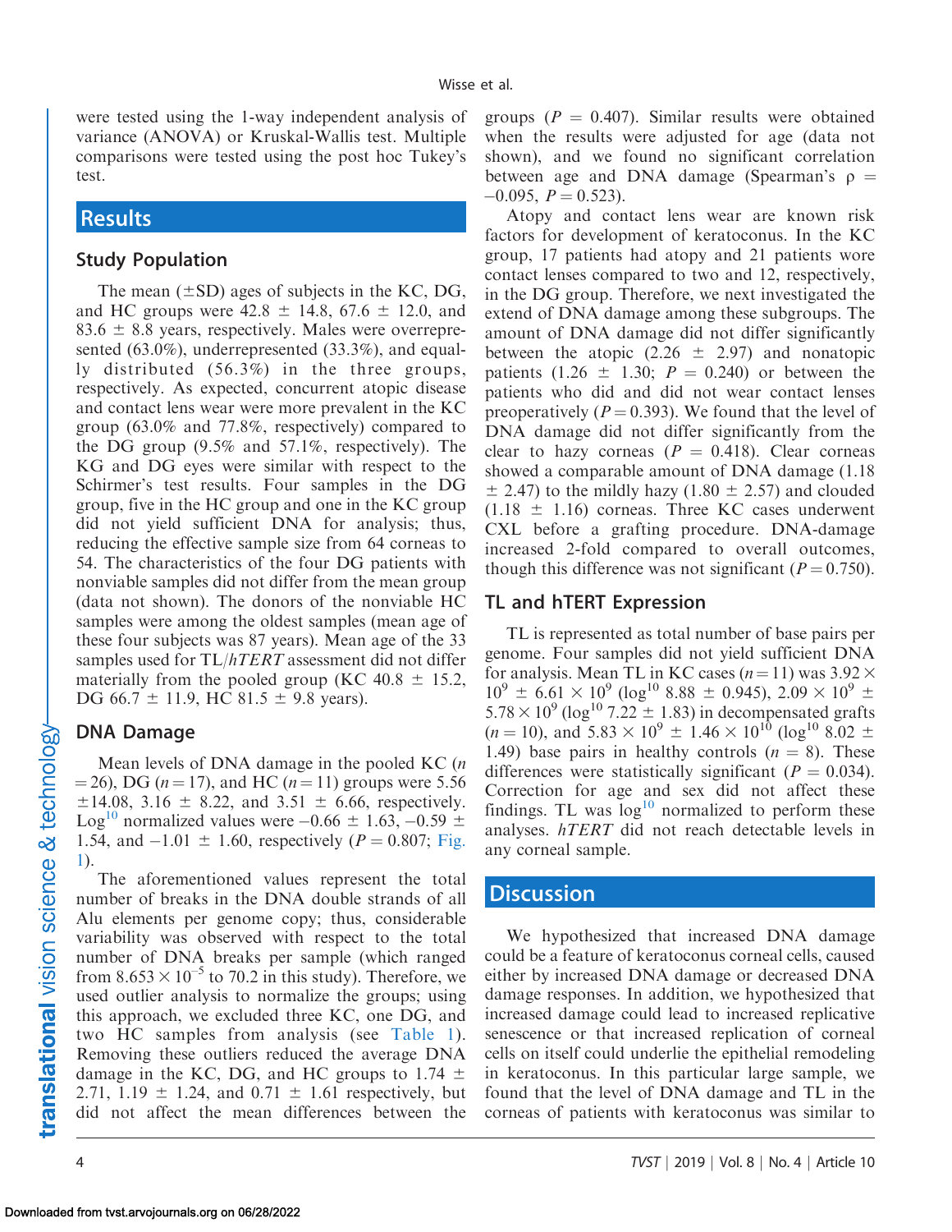were tested using the 1-way independent analysis of variance (ANOVA) or Kruskal-Wallis test. Multiple comparisons were tested using the post hoc Tukey's test.

## Results

### Study Population

The mean ($\pm$SD) ages of subjects in the KC, DG, and HC groups were 42.8 $\pm$ 14.8, 67.6 $\pm$ 12.0, and 83.6 $\pm$ 8.8 years, respectively. Males were overrepresented (63.0%), underrepresented (33.3%), and equally distributed (56.3%) in the three groups, respectively. As expected, concurrent atopic disease and contact lens wear were more prevalent in the KC group (63.0% and 77.8%, respectively) compared to the DG group (9.5% and 57.1%, respectively). The KG and DG eyes were similar with respect to the Schirmer's test results. Four samples in the DG group, five in the HC group and one in the KC group did not yield sufficient DNA for analysis; thus, reducing the effective sample size from 64 corneas to 54. The characteristics of the four DG patients with nonviable samples did not differ from the mean group (data not shown). The donors of the nonviable HC samples were among the oldest samples (mean age of these four subjects was 87 years). Mean age of the 33 samples used for TL/*hTERT* assessment did not differ materially from the pooled group (KC 40.8 $\pm$ 15.2, DG 66.7 $\pm$ 11.9, HC 81.5 $\pm$ 9.8 years).

### DNA Damage

Mean levels of DNA damage in the pooled KC ($n = 26$), DG ($n = 17$), and HC ($n = 11$) groups were 5.56 $\pm$14.08, 3.16 $\pm$ 8.22, and 3.51 $\pm$ 6.66, respectively. $\text{Log}^{10}$ normalized values were $-0.66 \pm 1.63$, $-0.59 \pm 1.54$, and $-1.01 \pm 1.60$, respectively ($P = 0.807$; Fig. 1).

The aforementioned values represent the total number of breaks in the DNA double strands of all Alu elements per genome copy; thus, considerable variability was observed with respect to the total number of DNA breaks per sample (which ranged from $8.653 \times 10^{-5}$ to 70.2 in this study). Therefore, we used outlier analysis to normalize the groups; using this approach, we excluded three KC, one DG, and two HC samples from analysis (see Table 1). Removing these outliers reduced the average DNA damage in the KC, DG, and HC groups to 1.74 $\pm$ 2.71, 1.19 $\pm$ 1.24, and 0.71 $\pm$ 1.61 respectively, but did not affect the mean differences between the groups ($P = 0.407$). Similar results were obtained when the results were adjusted for age (data not shown), and we found no significant correlation between age and DNA damage (Spearman's $\rho = -0.095$, $P = 0.523$).

Atopy and contact lens wear are known risk factors for development of keratoconus. In the KC group, 17 patients had atopy and 21 patients wore contact lenses compared to two and 12, respectively, in the DG group. Therefore, we next investigated the extend of DNA damage among these subgroups. The amount of DNA damage did not differ significantly between the atopic (2.26 $\pm$ 2.97) and nonatopic patients (1.26 $\pm$ 1.30; $P = 0.240$) or between the patients who did and did not wear contact lenses preoperatively ($P = 0.393$). We found that the level of DNA damage did not differ significantly from the clear to hazy corneas ($P = 0.418$). Clear corneas showed a comparable amount of DNA damage (1.18 $\pm$ 2.47) to the mildly hazy (1.80 $\pm$ 2.57) and clouded (1.18 $\pm$ 1.16) corneas. Three KC cases underwent CXL before a grafting procedure. DNA-damage increased 2-fold compared to overall outcomes, though this difference was not significant ($P = 0.750$).

### TL and hTERT Expression

TL is represented as total number of base pairs per genome. Four samples did not yield sufficient DNA for analysis. Mean TL in KC cases ($n = 11$) was $3.92 \times 10^9 \pm 6.61 \times 10^9$ ($\log^{10}$ 8.88 $\pm$ 0.945), $2.09 \times 10^9 \pm 5.78 \times 10^9$ ($\log^{10}$ 7.22 $\pm$ 1.83) in decompensated grafts ($n = 10$), and $5.83 \times 10^9 \pm 1.46 \times 10^{10}$ ($\log^{10}$ 8.02 $\pm$ 1.49) base pairs in healthy controls ($n = 8$). These differences were statistically significant ($P = 0.034$). Correction for age and sex did not affect these findings. TL was $\log^{10}$ normalized to perform these analyses. *hTERT* did not reach detectable levels in any corneal sample.

## Discussion

We hypothesized that increased DNA damage could be a feature of keratoconus corneal cells, caused either by increased DNA damage or decreased DNA damage responses. In addition, we hypothesized that increased damage could lead to increased replicative senescence or that increased replication of corneal cells on itself could underlie the epithelial remodeling in keratoconus. In this particular large sample, we found that the level of DNA damage and TL in the corneas of patients with keratoconus was similar to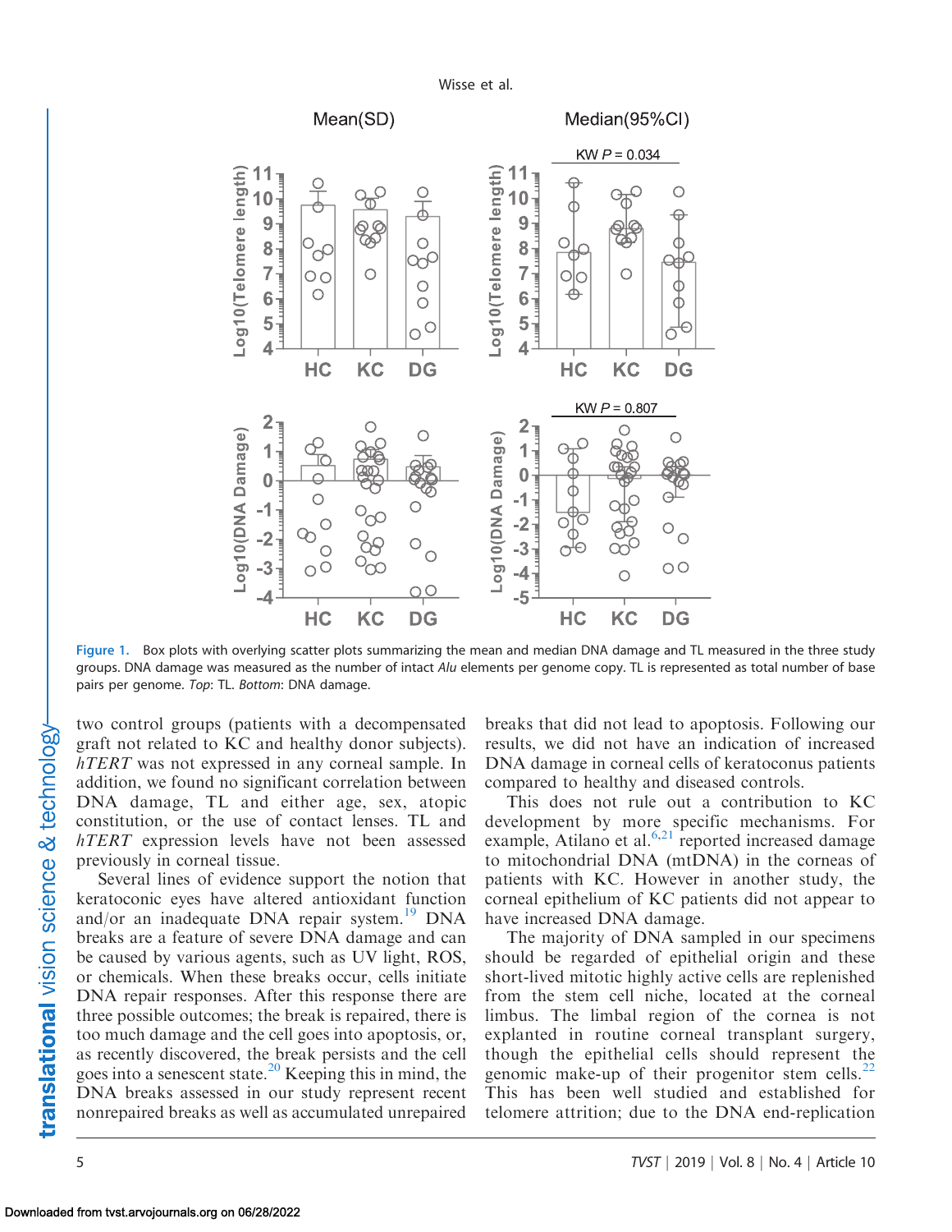Mean(SD)

Median(95%CI)

KW $P = 0.034$

Log10(Telomere length)

HC KC DG

KW $P = 0.807$

Log10(DNA Damage)

HC KC DG

Figure 1. Box plots with overlying scatter plots summarizing the mean and median DNA damage and TL measured in the three study groups. DNA damage was measured as the number of intact *Alu* elements per genome copy. TL is represented as total number of base pairs per genome. *Top*: TL. *Bottom*: DNA damage.

two control groups (patients with a decompensated graft not related to KC and healthy donor subjects). *hTERT* was not expressed in any corneal sample. In addition, we found no significant correlation between DNA damage, TL and either age, sex, atopic constitution, or the use of contact lenses. TL and *hTERT* expression levels have not been assessed previously in corneal tissue.

Several lines of evidence support the notion that keratoconic eyes have altered antioxidant function and/or an inadequate DNA repair system.[19] DNA breaks are a feature of severe DNA damage and can be caused by various agents, such as UV light, ROS, or chemicals. When these breaks occur, cells initiate DNA repair responses. After this response there are three possible outcomes; the break is repaired, there is too much damage and the cell goes into apoptosis, or, as recently discovered, the break persists and the cell goes into a senescent state.[20] Keeping this in mind, the DNA breaks assessed in our study represent recent nonrepaired breaks as well as accumulated unrepaired breaks that did not lead to apoptosis. Following our results, we did not have an indication of increased DNA damage in corneal cells of keratoconus patients compared to healthy and diseased controls.

This does not rule out a contribution to KC development by more specific mechanisms. For example, Atilano et al.[6,21] reported increased damage to mitochondrial DNA (mtDNA) in the corneas of patients with KC. However in another study, the corneal epithelium of KC patients did not appear to have increased DNA damage.

The majority of DNA sampled in our specimens should be regarded of epithelial origin and these short-lived mitotic highly active cells are replenished from the stem cell niche, located at the corneal limbus. The limbal region of the cornea is not explanted in routine corneal transplant surgery, though the epithelial cells should represent the genomic make-up of their progenitor stem cells.[22] This has been well studied and established for telomere attrition; due to the DNA end-replication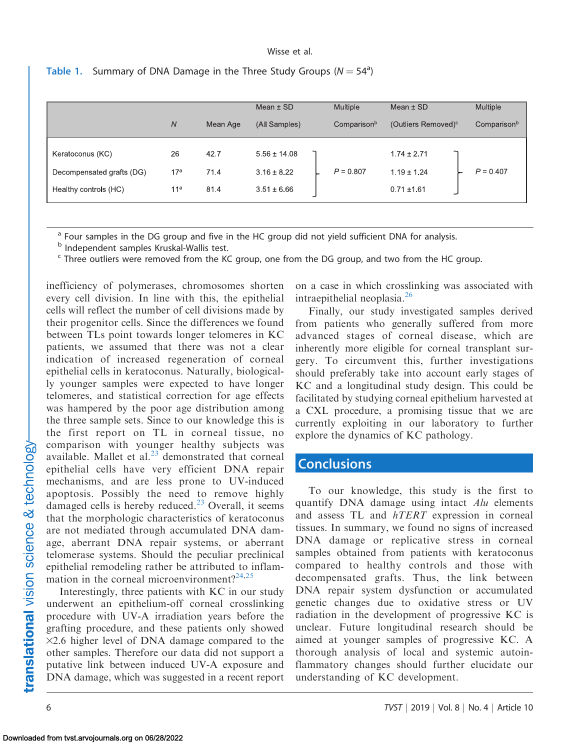Table 1. Summary of DNA Damage in the Three Study Groups ($N = 54$[a])

| | $N$ | Mean Age | Mean ± SD (All Samples) | Multiple Comparison[b] | Mean ± SD (Outliers Removed)[c] | Multiple Comparison[b] |
|---|---|---|---|---|---|---|
| Keratoconus (KC) | 26 | 42.7 | 5.56 ± 14.08 | $P = 0.807$ | 1.74 ± 2.71 | $P = 0.407$ |
| Decompensated grafts (DG) | 17[a] | 71.4 | 3.16 ± 8.22 | | 1.19 ± 1.24 | |
| Healthy controls (HC) | 11[a] | 81.4 | 3.51 ± 6.66 | | 0.71 ±1.61 | |

[a] Four samples in the DG group and five in the HC group did not yield sufficient DNA for analysis.
[b] Independent samples Kruskal-Wallis test.
[c] Three outliers were removed from the KC group, one from the DG group, and two from the HC group.

inefficiency of polymerases, chromosomes shorten every cell division. In line with this, the epithelial cells will reflect the number of cell divisions made by their progenitor cells. Since the differences we found between TLs point towards longer telomeres in KC patients, we assumed that there was not a clear indication of increased regeneration of corneal epithelial cells in keratoconus. Naturally, biologically younger samples were expected to have longer telomeres, and statistical correction for age effects was hampered by the poor age distribution among the three sample sets. Since to our knowledge this is the first report on TL in corneal tissue, no comparison with younger healthy subjects was available. Mallet et al.[23] demonstrated that corneal epithelial cells have very efficient DNA repair mechanisms, and are less prone to UV-induced apoptosis. Possibly the need to remove highly damaged cells is hereby reduced.[23] Overall, it seems that the morphologic characteristics of keratoconus are not mediated through accumulated DNA damage, aberrant DNA repair systems, or aberrant telomerase systems. Should the peculiar preclinical epithelial remodeling rather be attributed to inflammation in the corneal microenvironment?[24,25]

Interestingly, three patients with KC in our study underwent an epithelium-off corneal crosslinking procedure with UV-A irradiation years before the grafting procedure, and these patients only showed ×2.6 higher level of DNA damage compared to the other samples. Therefore our data did not support a putative link between induced UV-A exposure and DNA damage, which was suggested in a recent report on a case in which crosslinking was associated with intraepithelial neoplasia.[26]

Finally, our study investigated samples derived from patients who generally suffered from more advanced stages of corneal disease, which are inherently more eligible for corneal transplant surgery. To circumvent this, further investigations should preferably take into account early stages of KC and a longitudinal study design. This could be facilitated by studying corneal epithelium harvested at a CXL procedure, a promising tissue that we are currently exploiting in our laboratory to further explore the dynamics of KC pathology.

## Conclusions

To our knowledge, this study is the first to quantify DNA damage using intact *Alu* elements and assess TL and *hTERT* expression in corneal tissues. In summary, we found no signs of increased DNA damage or replicative stress in corneal samples obtained from patients with keratoconus compared to healthy controls and those with decompensated grafts. Thus, the link between DNA repair system dysfunction or accumulated genetic changes due to oxidative stress or UV radiation in the development of progressive KC is unclear. Future longitudinal research should be aimed at younger samples of progressive KC. A thorough analysis of local and systemic autoinflammatory changes should further elucidate our understanding of KC development.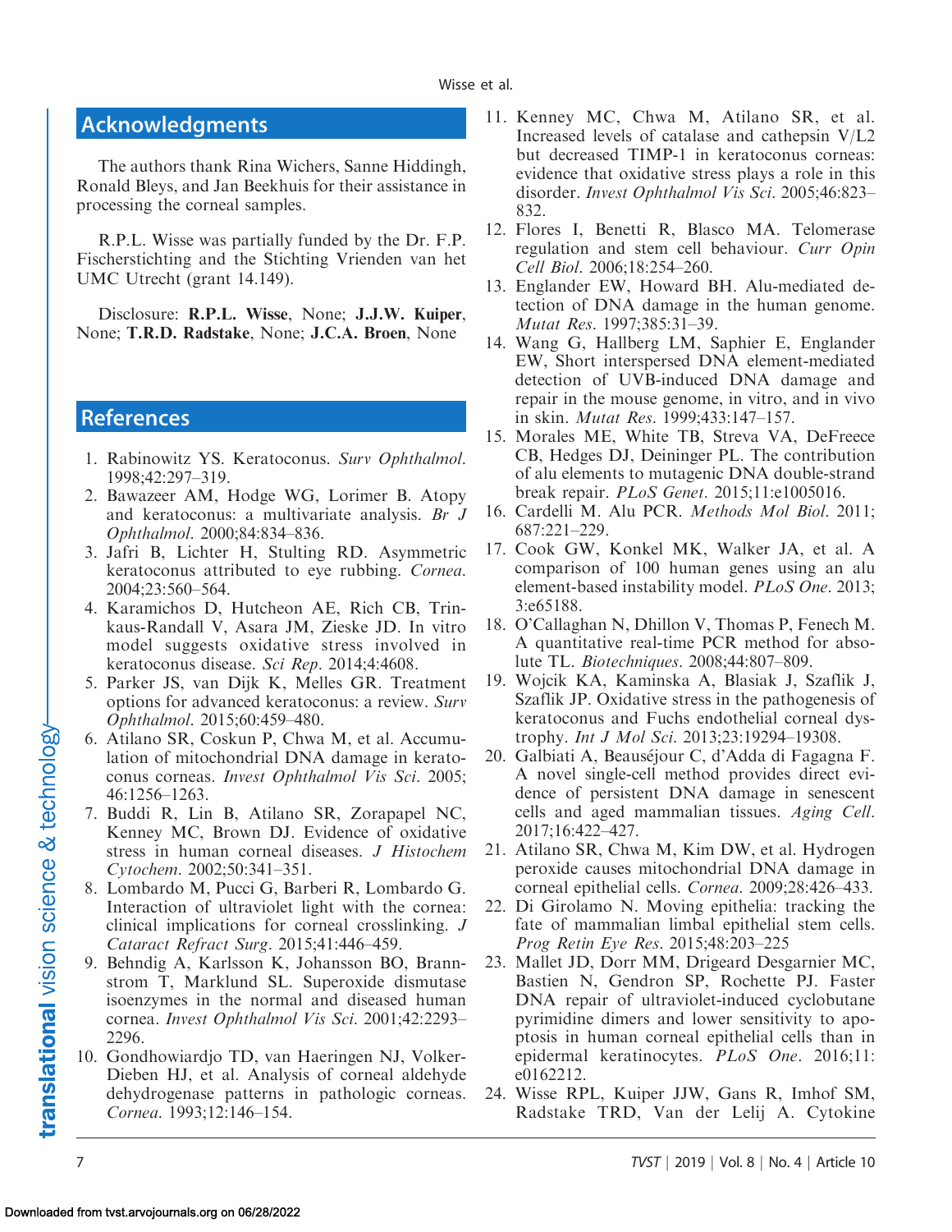## Acknowledgments

The authors thank Rina Wichers, Sanne Hiddingh, Ronald Bleys, and Jan Beekhuis for their assistance in processing the corneal samples.

R.P.L. Wisse was partially funded by the Dr. F.P. Fischerstichting and the Stichting Vrienden van het UMC Utrecht (grant 14.149).

Disclosure: **R.P.L. Wisse**, None; **J.J.W. Kuiper**, None; **T.R.D. Radstake**, None; **J.C.A. Broen**, None

## References

1. Rabinowitz YS. Keratoconus. *Surv Ophthalmol*. 1998;42:297–319.
2. Bawazeer AM, Hodge WG, Lorimer B. Atopy and keratoconus: a multivariate analysis. *Br J Ophthalmol*. 2000;84:834–836.
3. Jafri B, Lichter H, Stulting RD. Asymmetric keratoconus attributed to eye rubbing. *Cornea*. 2004;23:560–564.
4. Karamichos D, Hutcheon AE, Rich CB, Trinkaus-Randall V, Asara JM, Zieske JD. In vitro model suggests oxidative stress involved in keratoconus disease. *Sci Rep*. 2014;4:4608.
5. Parker JS, van Dijk K, Melles GR. Treatment options for advanced keratoconus: a review. *Surv Ophthalmol*. 2015;60:459–480.
6. Atilano SR, Coskun P, Chwa M, et al. Accumulation of mitochondrial DNA damage in keratoconus corneas. *Invest Ophthalmol Vis Sci*. 2005;46:1256–1263.
7. Buddi R, Lin B, Atilano SR, Zorapapel NC, Kenney MC, Brown DJ. Evidence of oxidative stress in human corneal diseases. *J Histochem Cytochem*. 2002;50:341–351.
8. Lombardo M, Pucci G, Barberi R, Lombardo G. Interaction of ultraviolet light with the cornea: clinical implications for corneal crosslinking. *J Cataract Refract Surg*. 2015;41:446–459.
9. Behndig A, Karlsson K, Johansson BO, Brannstrom T, Marklund SL. Superoxide dismutase isoenzymes in the normal and diseased human cornea. *Invest Ophthalmol Vis Sci*. 2001;42:2293–2296.
10. Gondhowiardjo TD, van Haeringen NJ, Volker-Dieben HJ, et al. Analysis of corneal aldehyde dehydrogenase patterns in pathologic corneas. *Cornea*. 1993;12:146–154.
11. Kenney MC, Chwa M, Atilano SR, et al. Increased levels of catalase and cathepsin V/L2 but decreased TIMP-1 in keratoconus corneas: evidence that oxidative stress plays a role in this disorder. *Invest Ophthalmol Vis Sci*. 2005;46:823–832.
12. Flores I, Benetti R, Blasco MA. Telomerase regulation and stem cell behaviour. *Curr Opin Cell Biol*. 2006;18:254–260.
13. Englander EW, Howard BH. Alu-mediated detection of DNA damage in the human genome. *Mutat Res*. 1997;385:31–39.
14. Wang G, Hallberg LM, Saphier E, Englander EW, Short interspersed DNA element-mediated detection of UVB-induced DNA damage and repair in the mouse genome, in vitro, and in vivo in skin. *Mutat Res*. 1999;433:147–157.
15. Morales ME, White TB, Streva VA, DeFreece CB, Hedges DJ, Deininger PL. The contribution of alu elements to mutagenic DNA double-strand break repair. *PLoS Genet*. 2015;11:e1005016.
16. Cardelli M. Alu PCR. *Methods Mol Biol*. 2011;687:221–229.
17. Cook GW, Konkel MK, Walker JA, et al. A comparison of 100 human genes using an alu element-based instability model. *PLoS One*. 2013;3:e65188.
18. O'Callaghan N, Dhillon V, Thomas P, Fenech M. A quantitative real-time PCR method for absolute TL. *Biotechniques*. 2008;44:807–809.
19. Wojcik KA, Kaminska A, Blasiak J, Szaflik J, Szaflik JP. Oxidative stress in the pathogenesis of keratoconus and Fuchs endothelial corneal dystrophy. *Int J Mol Sci*. 2013;23:19294–19308.
20. Galbiati A, Beauséjour C, d'Adda di Fagagna F. A novel single-cell method provides direct evidence of persistent DNA damage in senescent cells and aged mammalian tissues. *Aging Cell*. 2017;16:422–427.
21. Atilano SR, Chwa M, Kim DW, et al. Hydrogen peroxide causes mitochondrial DNA damage in corneal epithelial cells. *Cornea*. 2009;28:426–433.
22. Di Girolamo N. Moving epithelia: tracking the fate of mammalian limbal epithelial stem cells. *Prog Retin Eye Res*. 2015;48:203–225
23. Mallet JD, Dorr MM, Drigeard Desgarnier MC, Bastien N, Gendron SP, Rochette PJ. Faster DNA repair of ultraviolet-induced cyclobutane pyrimidine dimers and lower sensitivity to apoptosis in human corneal epithelial cells than in epidermal keratinocytes. *PLoS One*. 2016;11:e0162212.
24. Wisse RPL, Kuiper JJW, Gans R, Imhof SM, Radstake TRD, Van der Lelij A. Cytokine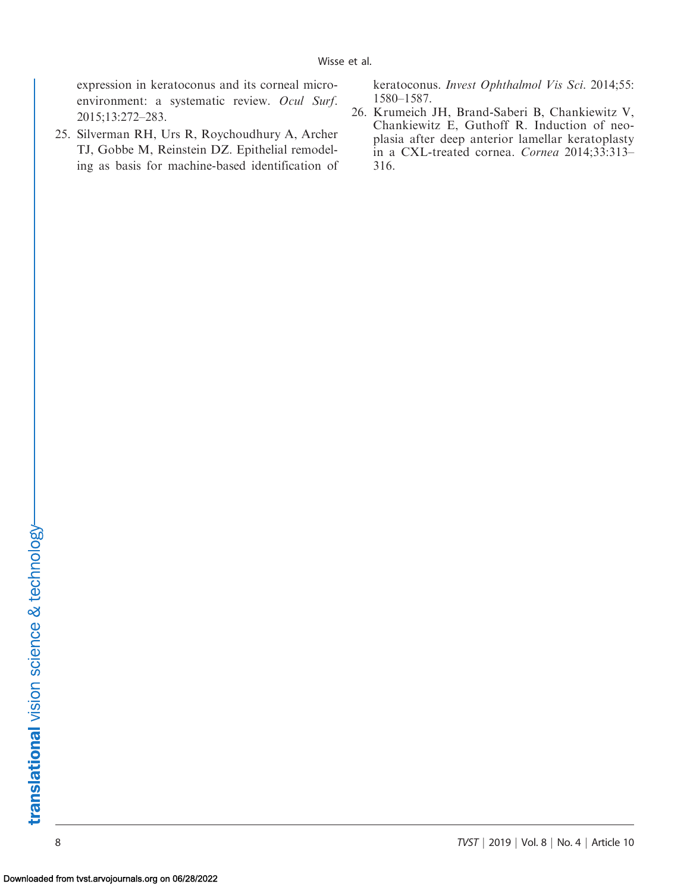expression in keratoconus and its corneal microenvironment: a systematic review. *Ocul Surf*. 2015;13:272–283.

25. Silverman RH, Urs R, Roychoudhury A, Archer TJ, Gobbe M, Reinstein DZ. Epithelial remodeling as basis for machine-based identification of keratoconus. *Invest Ophthalmol Vis Sci*. 2014;55:1580–1587.
26. Krumeich JH, Brand-Saberi B, Chankiewitz V, Chankiewitz E, Guthoff R. Induction of neoplasia after deep anterior lamellar keratoplasty in a CXL-treated cornea. *Cornea* 2014;33:313–316.